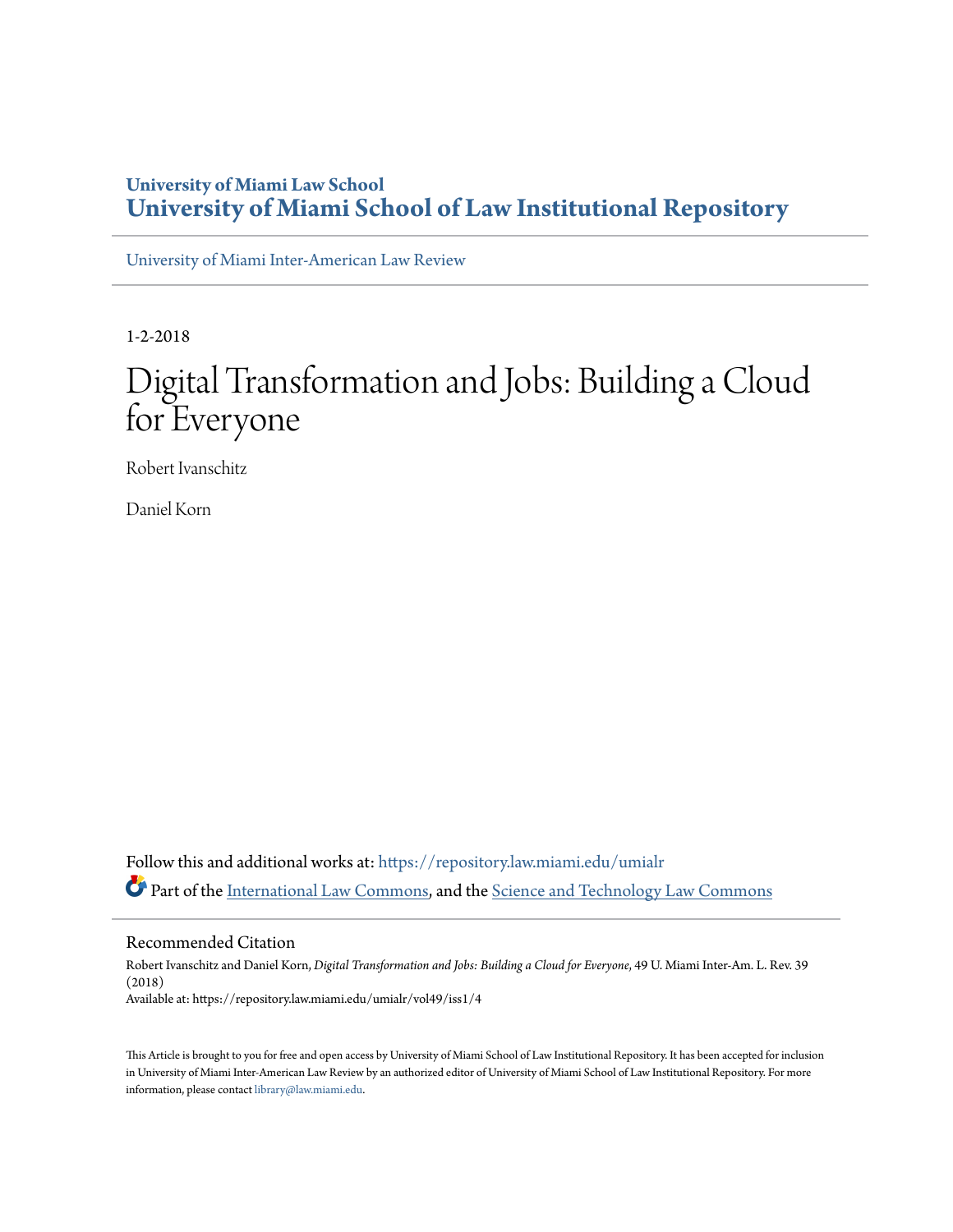University of Miami Law School

# University of Miami School of Law Institutional Repository

University of Miami Inter-American Law Review

1-2-2018

# Digital Transformation and Jobs: Building a Cloud for Everyone

Robert Ivanschitz

Daniel Korn

Follow this and additional works at: https://repository.law.miami.edu/umialr

Part of the International Law Commons, and the Science and Technology Law Commons

## Recommended Citation

Robert Ivanschitz and Daniel Korn, *Digital Transformation and Jobs: Building a Cloud for Everyone*, 49 U. Miami Inter-Am. L. Rev. 39 (2018)
Available at: https://repository.law.miami.edu/umialr/vol49/iss1/4

This Article is brought to you for free and open access by University of Miami School of Law Institutional Repository. It has been accepted for inclusion in University of Miami Inter-American Law Review by an authorized editor of University of Miami School of Law Institutional Repository. For more information, please contact library@law.miami.edu.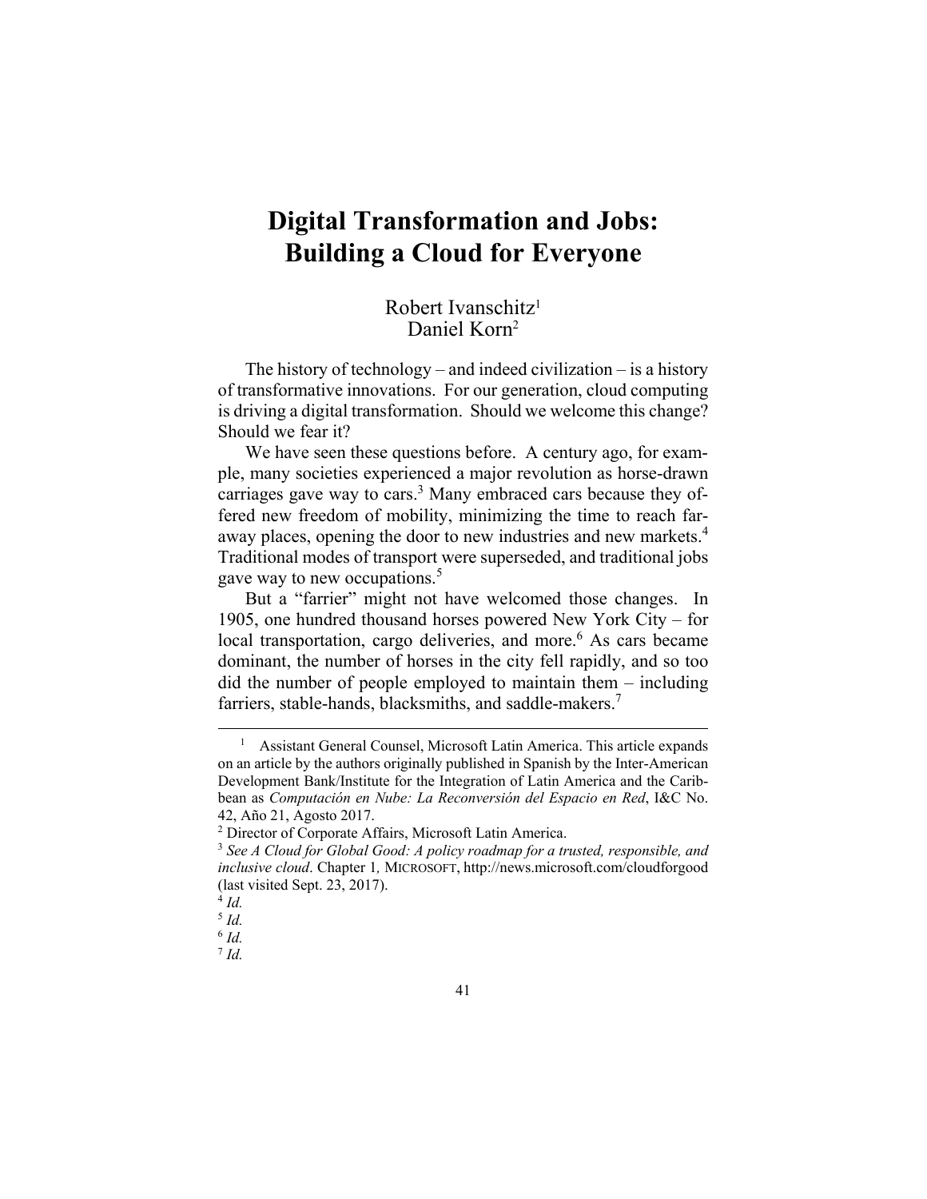# Digital Transformation and Jobs: Building a Cloud for Everyone

Robert Ivanschitz[1]
Daniel Korn[2]

The history of technology – and indeed civilization – is a history of transformative innovations. For our generation, cloud computing is driving a digital transformation. Should we welcome this change? Should we fear it?

We have seen these questions before. A century ago, for example, many societies experienced a major revolution as horse-drawn carriages gave way to cars.[3] Many embraced cars because they offered new freedom of mobility, minimizing the time to reach faraway places, opening the door to new industries and new markets.[4] Traditional modes of transport were superseded, and traditional jobs gave way to new occupations.[5]

But a "farrier" might not have welcomed those changes. In 1905, one hundred thousand horses powered New York City – for local transportation, cargo deliveries, and more.[6] As cars became dominant, the number of horses in the city fell rapidly, and so too did the number of people employed to maintain them – including farriers, stable-hands, blacksmiths, and saddle-makers.[7]

---

[1] Assistant General Counsel, Microsoft Latin America. This article expands on an article by the authors originally published in Spanish by the Inter-American Development Bank/Institute for the Integration of Latin America and the Caribbean as *Computación en Nube: La Reconversión del Espacio en Red*, I&C No. 42, Año 21, Agosto 2017.

[2] Director of Corporate Affairs, Microsoft Latin America.

[3] *See A Cloud for Global Good: A policy roadmap for a trusted, responsible, and inclusive cloud*. Chapter 1*,* MICROSOFT, http://news.microsoft.com/cloudforgood (last visited Sept. 23, 2017).

[4] *Id.*

[5] *Id.*

[6] *Id.*

[7] *Id.*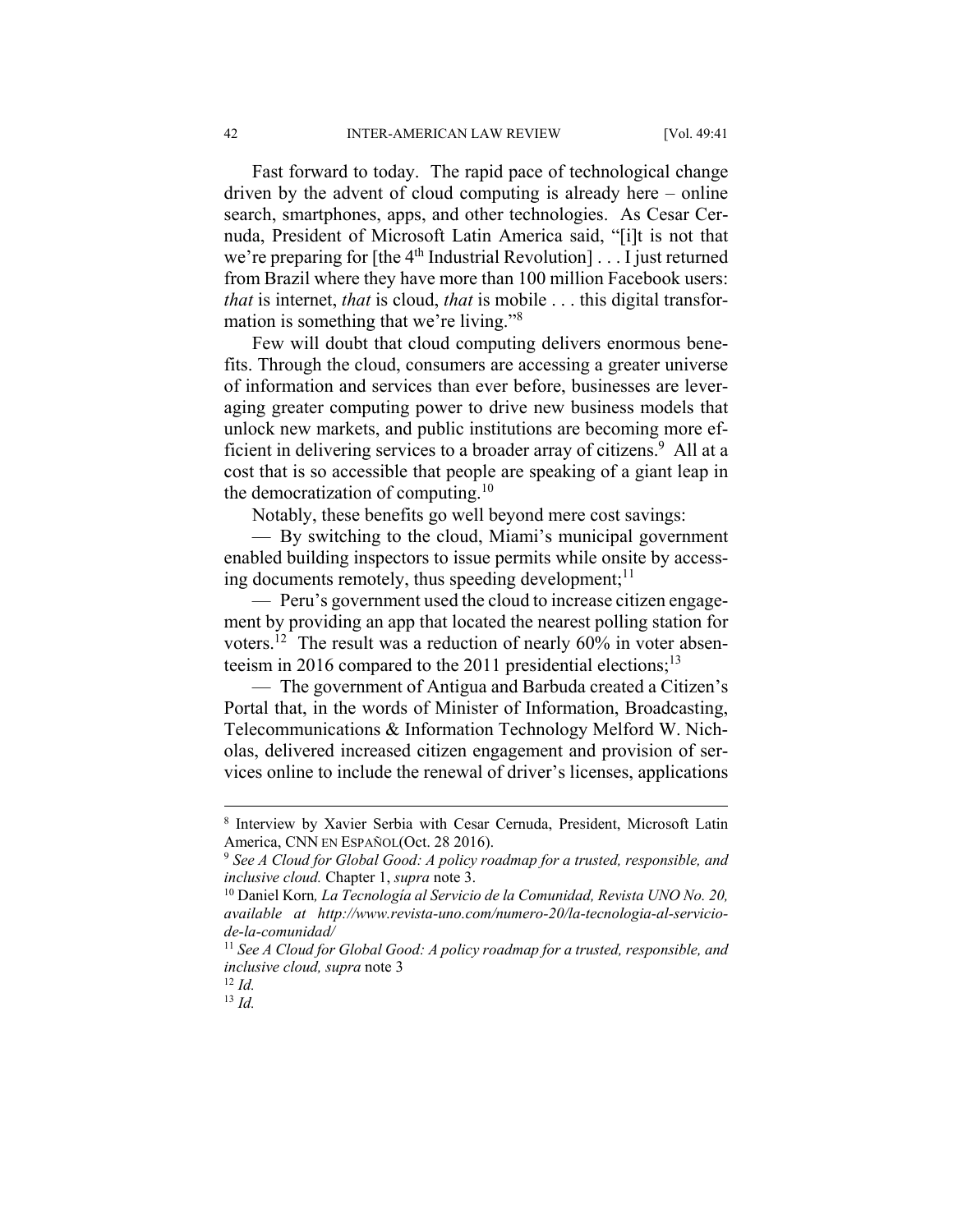Fast forward to today. The rapid pace of technological change driven by the advent of cloud computing is already here – online search, smartphones, apps, and other technologies. As Cesar Cernuda, President of Microsoft Latin America said, "[i]t is not that we're preparing for [the 4th Industrial Revolution] . . . I just returned from Brazil where they have more than 100 million Facebook users: *that* is internet, *that* is cloud, *that* is mobile . . . this digital transformation is something that we're living."[8]

Few will doubt that cloud computing delivers enormous benefits. Through the cloud, consumers are accessing a greater universe of information and services than ever before, businesses are leveraging greater computing power to drive new business models that unlock new markets, and public institutions are becoming more efficient in delivering services to a broader array of citizens.[9] All at a cost that is so accessible that people are speaking of a giant leap in the democratization of computing.[10]

Notably, these benefits go well beyond mere cost savings:

— By switching to the cloud, Miami's municipal government enabled building inspectors to issue permits while onsite by accessing documents remotely, thus speeding development;[11]

— Peru's government used the cloud to increase citizen engagement by providing an app that located the nearest polling station for voters.[12] The result was a reduction of nearly 60% in voter absenteeism in 2016 compared to the 2011 presidential elections;[13]

— The government of Antigua and Barbuda created a Citizen's Portal that, in the words of Minister of Information, Broadcasting, Telecommunications & Information Technology Melford W. Nicholas, delivered increased citizen engagement and provision of services online to include the renewal of driver's licenses, applications

---

[8] Interview by Xavier Serbia with Cesar Cernuda, President, Microsoft Latin America, CNN EN ESPAÑOL(Oct. 28 2016).

[9] *See A Cloud for Global Good: A policy roadmap for a trusted, responsible, and inclusive cloud.* Chapter 1, *supra* note 3.

[10] Daniel Korn*, La Tecnología al Servicio de la Comunidad, Revista UNO No. 20, available at http://www.revista-uno.com/numero-20/la-tecnologia-al-servicio-de-la-comunidad/*

[11] *See A Cloud for Global Good: A policy roadmap for a trusted, responsible, and inclusive cloud, supra* note 3

[12] *Id.*

[13] *Id.*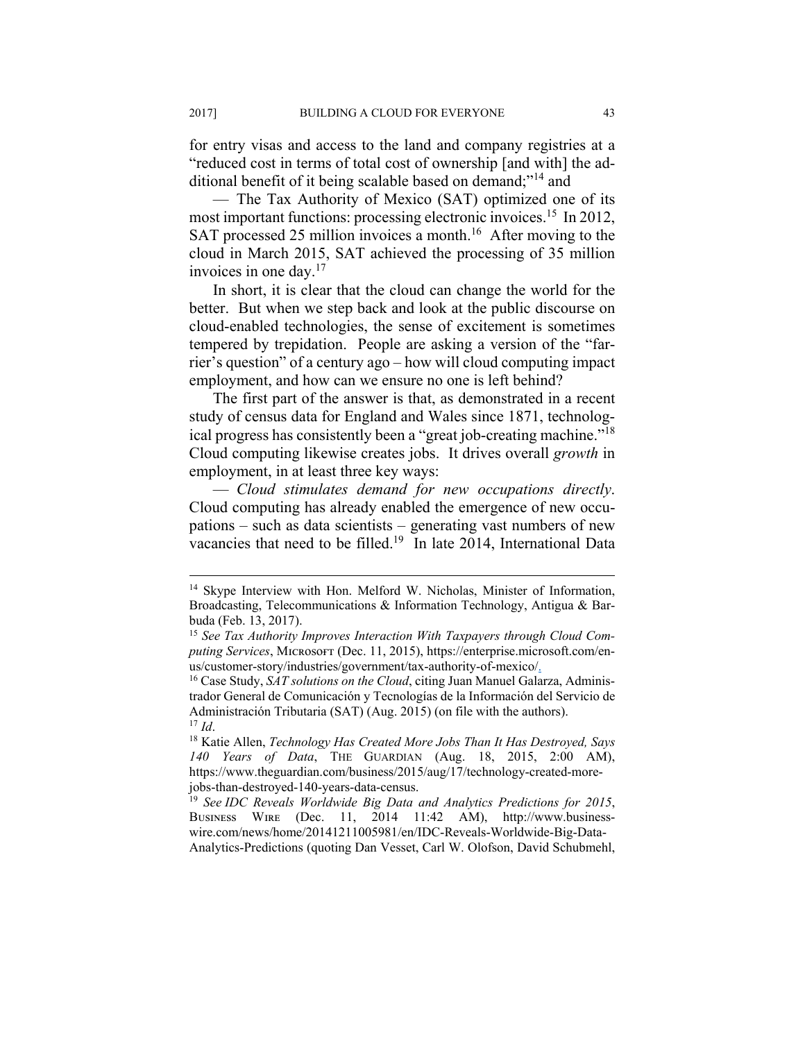for entry visas and access to the land and company registries at a "reduced cost in terms of total cost of ownership [and with] the additional benefit of it being scalable based on demand;"[14] and

— The Tax Authority of Mexico (SAT) optimized one of its most important functions: processing electronic invoices.[15] In 2012, SAT processed 25 million invoices a month.[16] After moving to the cloud in March 2015, SAT achieved the processing of 35 million invoices in one day.[17]

In short, it is clear that the cloud can change the world for the better. But when we step back and look at the public discourse on cloud-enabled technologies, the sense of excitement is sometimes tempered by trepidation. People are asking a version of the "farrier's question" of a century ago – how will cloud computing impact employment, and how can we ensure no one is left behind?

The first part of the answer is that, as demonstrated in a recent study of census data for England and Wales since 1871, technological progress has consistently been a "great job-creating machine."[18] Cloud computing likewise creates jobs. It drives overall *growth* in employment, in at least three key ways:

— *Cloud stimulates demand for new occupations directly*. Cloud computing has already enabled the emergence of new occupations – such as data scientists – generating vast numbers of new vacancies that need to be filled.[19] In late 2014, International Data

---

[14] Skype Interview with Hon. Melford W. Nicholas, Minister of Information, Broadcasting, Telecommunications & Information Technology, Antigua & Barbuda (Feb. 13, 2017).

[15] *See Tax Authority Improves Interaction With Taxpayers through Cloud Computing Services*, Microsoft (Dec. 11, 2015), https://enterprise.microsoft.com/en-us/customer-story/industries/government/tax-authority-of-mexico/.

[16] Case Study, *SAT solutions on the Cloud*, citing Juan Manuel Galarza, Administrador General de Comunicación y Tecnologías de la Información del Servicio de Administración Tributaria (SAT) (Aug. 2015) (on file with the authors).

[17] *Id*.

[18] Katie Allen, *Technology Has Created More Jobs Than It Has Destroyed, Says 140 Years of Data*, The Guardian (Aug. 18, 2015, 2:00 AM), https://www.theguardian.com/business/2015/aug/17/technology-created-more-jobs-than-destroyed-140-years-data-census.

[19] *See IDC Reveals Worldwide Big Data and Analytics Predictions for 2015*, Business Wire (Dec. 11, 2014 11:42 AM), http://www.businesswire.com/news/home/20141211005981/en/IDC-Reveals-Worldwide-Big-Data-Analytics-Predictions (quoting Dan Vesset, Carl W. Olofson, David Schubmehl,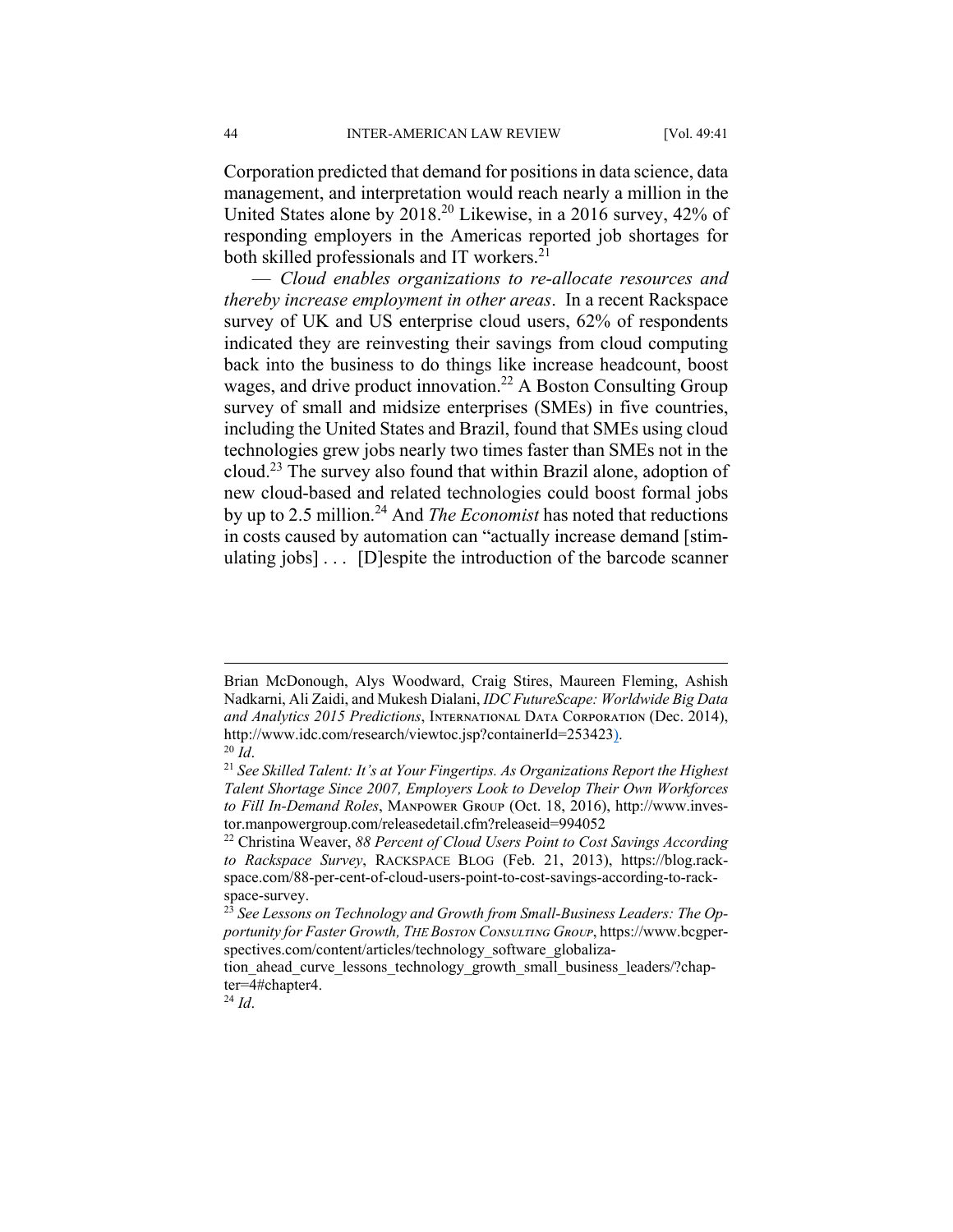Corporation predicted that demand for positions in data science, data management, and interpretation would reach nearly a million in the United States alone by 2018.[20] Likewise, in a 2016 survey, 42% of responding employers in the Americas reported job shortages for both skilled professionals and IT workers.[21]

— *Cloud enables organizations to re-allocate resources and thereby increase employment in other areas*. In a recent Rackspace survey of UK and US enterprise cloud users, 62% of respondents indicated they are reinvesting their savings from cloud computing back into the business to do things like increase headcount, boost wages, and drive product innovation.[22] A Boston Consulting Group survey of small and midsize enterprises (SMEs) in five countries, including the United States and Brazil, found that SMEs using cloud technologies grew jobs nearly two times faster than SMEs not in the cloud.[23] The survey also found that within Brazil alone, adoption of new cloud-based and related technologies could boost formal jobs by up to 2.5 million.[24] And *The Economist* has noted that reductions in costs caused by automation can "actually increase demand [stimulating jobs] . . . [D]espite the introduction of the barcode scanner

---

Brian McDonough, Alys Woodward, Craig Stires, Maureen Fleming, Ashish Nadkarni, Ali Zaidi, and Mukesh Dialani, *IDC FutureScape: Worldwide Big Data and Analytics 2015 Predictions*, International Data Corporation (Dec. 2014), http://www.idc.com/research/viewtoc.jsp?containerId=253423).

[20] *Id*.

[21] *See Skilled Talent: It's at Your Fingertips. As Organizations Report the Highest Talent Shortage Since 2007, Employers Look to Develop Their Own Workforces to Fill In-Demand Roles*, Manpower Group (Oct. 18, 2016), http://www.investor.manpowergroup.com/releasedetail.cfm?releaseid=994052

[22] Christina Weaver, *88 Percent of Cloud Users Point to Cost Savings According to Rackspace Survey*, Rackspace Blog (Feb. 21, 2013), https://blog.rackspace.com/88-per-cent-of-cloud-users-point-to-cost-savings-according-to-rackspace-survey.

[23] *See Lessons on Technology and Growth from Small-Business Leaders: The Opportunity for Faster Growth, The Boston Consulting Group*, https://www.bcgperspectives.com/content/articles/technology_software_globalization_ahead_curve_lessons_technology_growth_small_business_leaders/?chapter=4#chapter4.

[24] *Id*.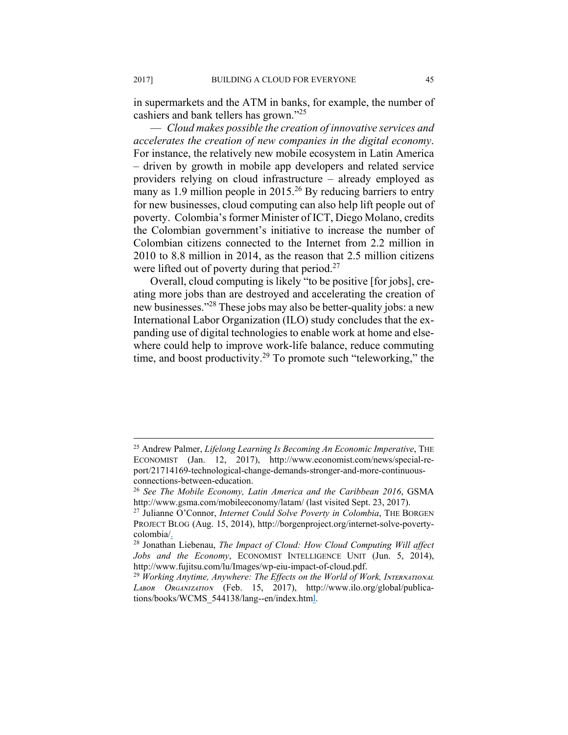in supermarkets and the ATM in banks, for example, the number of cashiers and bank tellers has grown."[25]

— *Cloud makes possible the creation of innovative services and accelerates the creation of new companies in the digital economy*. For instance, the relatively new mobile ecosystem in Latin America – driven by growth in mobile app developers and related service providers relying on cloud infrastructure – already employed as many as 1.9 million people in 2015.[26] By reducing barriers to entry for new businesses, cloud computing can also help lift people out of poverty. Colombia's former Minister of ICT, Diego Molano, credits the Colombian government's initiative to increase the number of Colombian citizens connected to the Internet from 2.2 million in 2010 to 8.8 million in 2014, as the reason that 2.5 million citizens were lifted out of poverty during that period.[27]

Overall, cloud computing is likely "to be positive [for jobs], creating more jobs than are destroyed and accelerating the creation of new businesses."[28] These jobs may also be better-quality jobs: a new International Labor Organization (ILO) study concludes that the expanding use of digital technologies to enable work at home and elsewhere could help to improve work-life balance, reduce commuting time, and boost productivity.[29] To promote such "teleworking," the

---

[25] Andrew Palmer, *Lifelong Learning Is Becoming An Economic Imperative*, THE ECONOMIST (Jan. 12, 2017), http://www.economist.com/news/special-report/21714169-technological-change-demands-stronger-and-more-continuous-connections-between-education.

[26] *See The Mobile Economy, Latin America and the Caribbean 2016*, GSMA http://www.gsma.com/mobileeconomy/latam/ (last visited Sept. 23, 2017).

[27] Julianne O'Connor, *Internet Could Solve Poverty in Colombia*, THE BORGEN PROJECT BLOG (Aug. 15, 2014), http://borgenproject.org/internet-solve-poverty-colombia/.

[28] Jonathan Liebenau, *The Impact of Cloud: How Cloud Computing Will affect Jobs and the Economy*, ECONOMIST INTELLIGENCE UNIT (Jun. 5, 2014), http://www.fujitsu.com/lu/Images/wp-eiu-impact-of-cloud.pdf.

[29] *Working Anytime, Anywhere: The Effects on the World of Work, INTERNATIONAL LABOR ORGANIZATION* (Feb. 15, 2017), http://www.ilo.org/global/publications/books/WCMS_544138/lang--en/index.html.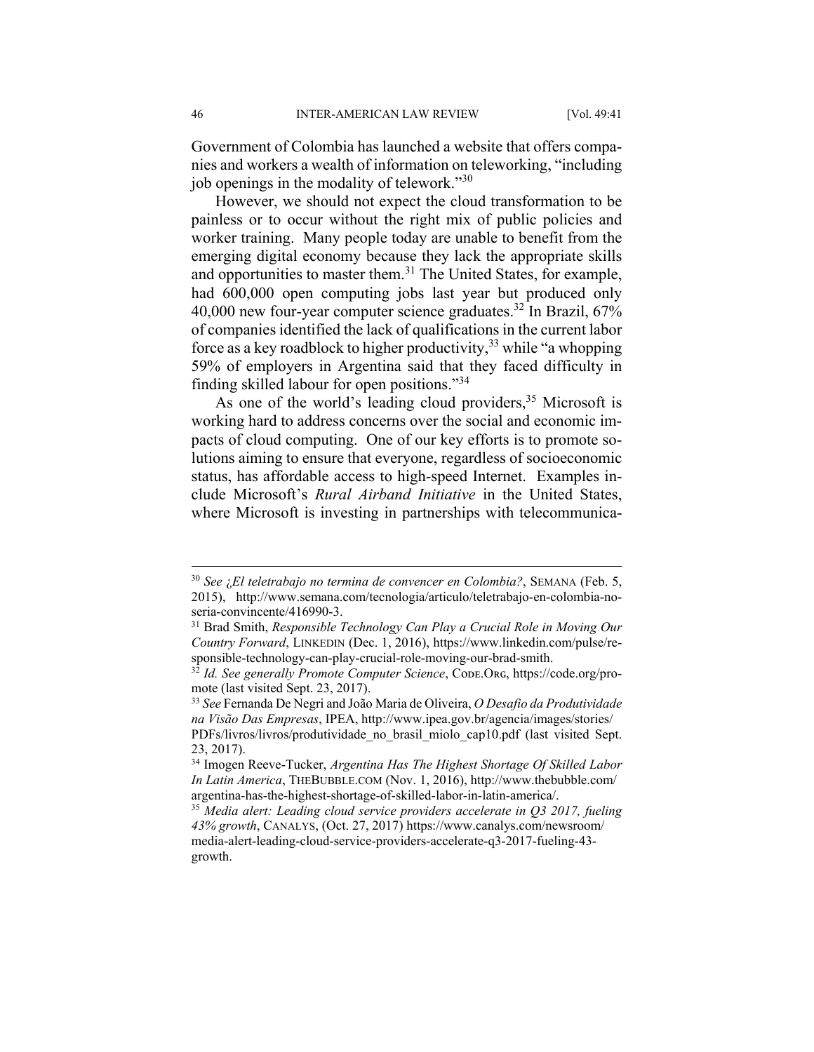Government of Colombia has launched a website that offers companies and workers a wealth of information on teleworking, "including job openings in the modality of telework."[30]

However, we should not expect the cloud transformation to be painless or to occur without the right mix of public policies and worker training. Many people today are unable to benefit from the emerging digital economy because they lack the appropriate skills and opportunities to master them.[31] The United States, for example, had 600,000 open computing jobs last year but produced only 40,000 new four-year computer science graduates.[32] In Brazil, 67% of companies identified the lack of qualifications in the current labor force as a key roadblock to higher productivity,[33] while "a whopping 59% of employers in Argentina said that they faced difficulty in finding skilled labour for open positions."[34]

As one of the world's leading cloud providers,[35] Microsoft is working hard to address concerns over the social and economic impacts of cloud computing. One of our key efforts is to promote solutions aiming to ensure that everyone, regardless of socioeconomic status, has affordable access to high-speed Internet. Examples include Microsoft's *Rural Airband Initiative* in the United States, where Microsoft is investing in partnerships with telecommunica-

---

[30] *See ¿El teletrabajo no termina de convencer en Colombia?*, SEMANA (Feb. 5, 2015), http://www.semana.com/tecnologia/articulo/teletrabajo-en-colombia-no-seria-convincente/416990-3.

[31] Brad Smith, *Responsible Technology Can Play a Crucial Role in Moving Our Country Forward*, LINKEDIN (Dec. 1, 2016), https://www.linkedin.com/pulse/responsible-technology-can-play-crucial-role-moving-our-brad-smith.

[32] *Id. See generally Promote Computer Science*, CODE.ORG, https://code.org/promote (last visited Sept. 23, 2017).

[33] *See* Fernanda De Negri and João Maria de Oliveira, *O Desafio da Produtividade na Visão Das Empresas*, IPEA, http://www.ipea.gov.br/agencia/images/stories/PDFs/livros/livros/produtividade_no_brasil_miolo_cap10.pdf (last visited Sept. 23, 2017).

[34] Imogen Reeve-Tucker, *Argentina Has The Highest Shortage Of Skilled Labor In Latin America*, THEBUBBLE.COM (Nov. 1, 2016), http://www.thebubble.com/argentina-has-the-highest-shortage-of-skilled-labor-in-latin-america/.

[35] *Media alert: Leading cloud service providers accelerate in Q3 2017, fueling 43% growth*, CANALYS, (Oct. 27, 2017) https://www.canalys.com/newsroom/media-alert-leading-cloud-service-providers-accelerate-q3-2017-fueling-43-growth.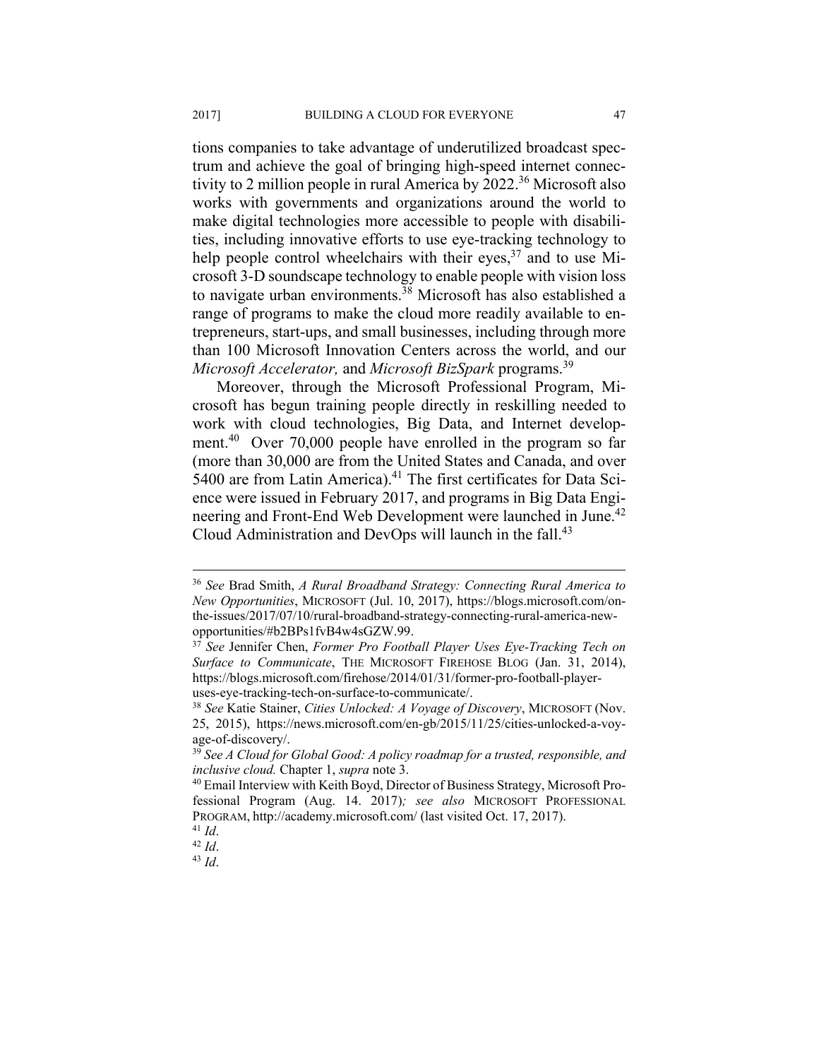tions companies to take advantage of underutilized broadcast spectrum and achieve the goal of bringing high-speed internet connectivity to 2 million people in rural America by 2022.[36] Microsoft also works with governments and organizations around the world to make digital technologies more accessible to people with disabilities, including innovative efforts to use eye-tracking technology to help people control wheelchairs with their eyes,[37] and to use Microsoft 3-D soundscape technology to enable people with vision loss to navigate urban environments.[38] Microsoft has also established a range of programs to make the cloud more readily available to entrepreneurs, start-ups, and small businesses, including through more than 100 Microsoft Innovation Centers across the world, and our *Microsoft Accelerator,* and *Microsoft BizSpark* programs.[39]

Moreover, through the Microsoft Professional Program, Microsoft has begun training people directly in reskilling needed to work with cloud technologies, Big Data, and Internet development.[40] Over 70,000 people have enrolled in the program so far (more than 30,000 are from the United States and Canada, and over 5400 are from Latin America).[41] The first certificates for Data Science were issued in February 2017, and programs in Big Data Engineering and Front-End Web Development were launched in June.[42] Cloud Administration and DevOps will launch in the fall.[43]

---

[36] *See* Brad Smith, *A Rural Broadband Strategy: Connecting Rural America to New Opportunities*, MICROSOFT (Jul. 10, 2017), https://blogs.microsoft.com/on-the-issues/2017/07/10/rural-broadband-strategy-connecting-rural-america-new-opportunities/#b2BPs1fvB4w4sGZW.99.

[37] *See* Jennifer Chen, *Former Pro Football Player Uses Eye-Tracking Tech on Surface to Communicate*, THE MICROSOFT FIREHOSE BLOG (Jan. 31, 2014), https://blogs.microsoft.com/firehose/2014/01/31/former-pro-football-player-uses-eye-tracking-tech-on-surface-to-communicate/.

[38] *See* Katie Stainer, *Cities Unlocked: A Voyage of Discovery*, MICROSOFT (Nov. 25, 2015), https://news.microsoft.com/en-gb/2015/11/25/cities-unlocked-a-voyage-of-discovery/.

[39] *See A Cloud for Global Good: A policy roadmap for a trusted, responsible, and inclusive cloud.* Chapter 1, *supra* note 3.

[40] Email Interview with Keith Boyd, Director of Business Strategy, Microsoft Professional Program (Aug. 14. 2017)*; see also* MICROSOFT PROFESSIONAL PROGRAM, http://academy.microsoft.com/ (last visited Oct. 17, 2017).

[41] *Id*.

[42] *Id*.

[43] *Id*.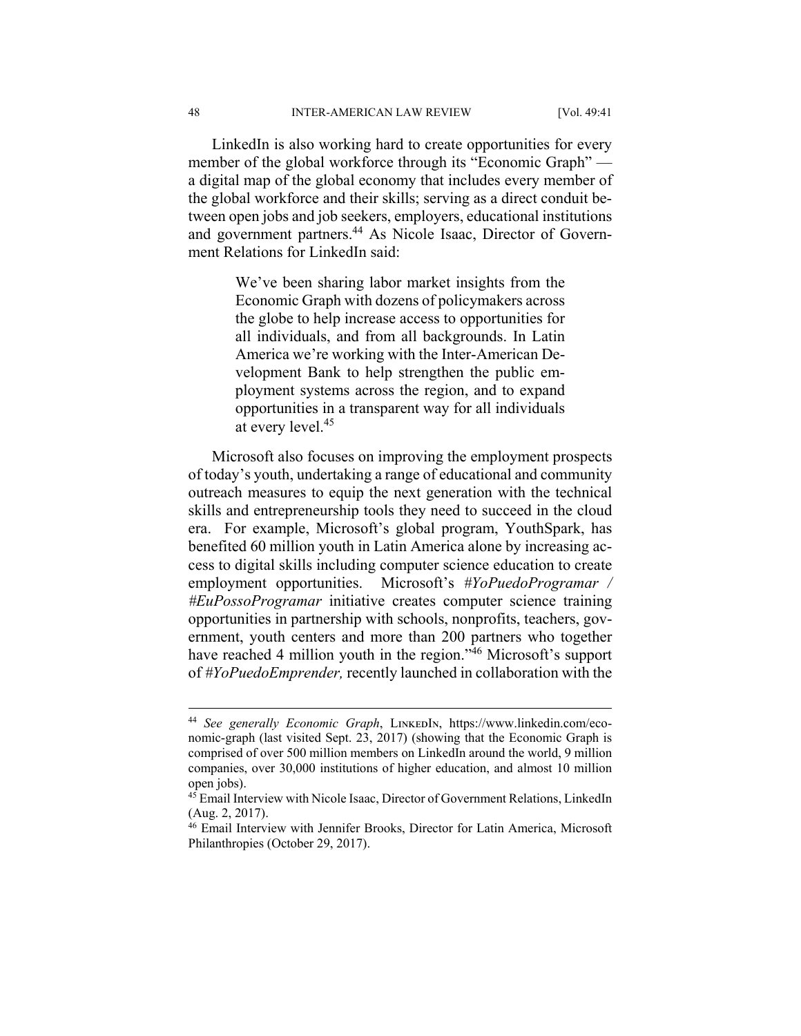LinkedIn is also working hard to create opportunities for every member of the global workforce through its "Economic Graph" — a digital map of the global economy that includes every member of the global workforce and their skills; serving as a direct conduit between open jobs and job seekers, employers, educational institutions and government partners.[44] As Nicole Isaac, Director of Government Relations for LinkedIn said:

> We've been sharing labor market insights from the Economic Graph with dozens of policymakers across the globe to help increase access to opportunities for all individuals, and from all backgrounds. In Latin America we're working with the Inter-American Development Bank to help strengthen the public employment systems across the region, and to expand opportunities in a transparent way for all individuals at every level.[45]

Microsoft also focuses on improving the employment prospects of today's youth, undertaking a range of educational and community outreach measures to equip the next generation with the technical skills and entrepreneurship tools they need to succeed in the cloud era. For example, Microsoft's global program, YouthSpark, has benefited 60 million youth in Latin America alone by increasing access to digital skills including computer science education to create employment opportunities. Microsoft's *#YoPuedoProgramar / #EuPossoProgramar* initiative creates computer science training opportunities in partnership with schools, nonprofits, teachers, government, youth centers and more than 200 partners who together have reached 4 million youth in the region."[46] Microsoft's support of *#YoPuedoEmprender,* recently launched in collaboration with the

---

[44] *See generally Economic Graph*, LinkedIn, https://www.linkedin.com/economic-graph (last visited Sept. 23, 2017) (showing that the Economic Graph is comprised of over 500 million members on LinkedIn around the world, 9 million companies, over 30,000 institutions of higher education, and almost 10 million open jobs).

[45] Email Interview with Nicole Isaac, Director of Government Relations, LinkedIn (Aug. 2, 2017).

[46] Email Interview with Jennifer Brooks, Director for Latin America, Microsoft Philanthropies (October 29, 2017).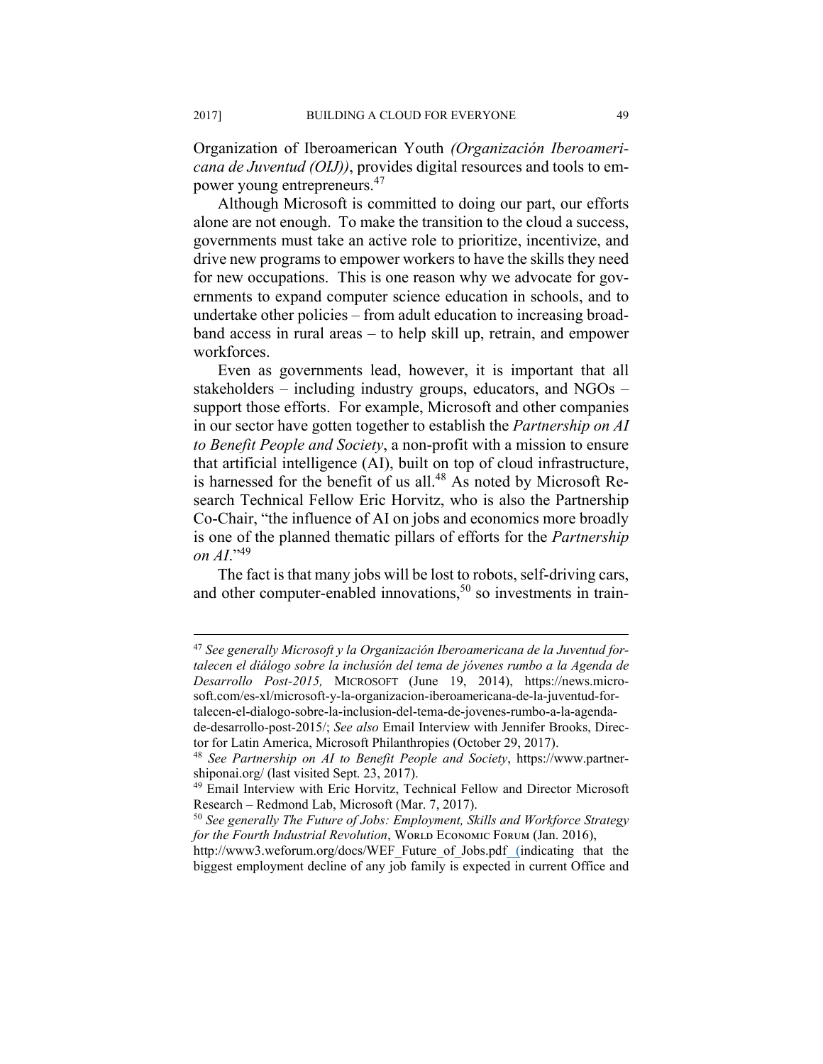Organization of Iberoamerican Youth *(Organización Iberoamericana de Juventud (OIJ))*, provides digital resources and tools to empower young entrepreneurs.[47]

Although Microsoft is committed to doing our part, our efforts alone are not enough. To make the transition to the cloud a success, governments must take an active role to prioritize, incentivize, and drive new programs to empower workers to have the skills they need for new occupations. This is one reason why we advocate for governments to expand computer science education in schools, and to undertake other policies – from adult education to increasing broadband access in rural areas – to help skill up, retrain, and empower workforces.

Even as governments lead, however, it is important that all stakeholders – including industry groups, educators, and NGOs – support those efforts. For example, Microsoft and other companies in our sector have gotten together to establish the *Partnership on AI to Benefit People and Society*, a non-profit with a mission to ensure that artificial intelligence (AI), built on top of cloud infrastructure, is harnessed for the benefit of us all.[48] As noted by Microsoft Research Technical Fellow Eric Horvitz, who is also the Partnership Co-Chair, "the influence of AI on jobs and economics more broadly is one of the planned thematic pillars of efforts for the *Partnership on AI*."[49]

The fact is that many jobs will be lost to robots, self-driving cars, and other computer-enabled innovations,[50] so investments in train-

---

[47] *See generally Microsoft y la Organización Iberoamericana de la Juventud fortalecen el diálogo sobre la inclusión del tema de jóvenes rumbo a la Agenda de Desarrollo Post-2015,* MICROSOFT (June 19, 2014), https://news.microsoft.com/es-xl/microsoft-y-la-organizacion-iberoamericana-de-la-juventud-fortalecen-el-dialogo-sobre-la-inclusion-del-tema-de-jovenes-rumbo-a-la-agenda-de-desarrollo-post-2015/; *See also* Email Interview with Jennifer Brooks, Director for Latin America, Microsoft Philanthropies (October 29, 2017).

[48] *See Partnership on AI to Benefit People and Society*, https://www.partnershiponai.org/ (last visited Sept. 23, 2017).

[49] Email Interview with Eric Horvitz, Technical Fellow and Director Microsoft Research – Redmond Lab, Microsoft (Mar. 7, 2017).

[50] *See generally The Future of Jobs: Employment, Skills and Workforce Strategy for the Fourth Industrial Revolution*, WORLD ECONOMIC FORUM (Jan. 2016), http://www3.weforum.org/docs/WEF_Future_of_Jobs.pdf (indicating that the biggest employment decline of any job family is expected in current Office and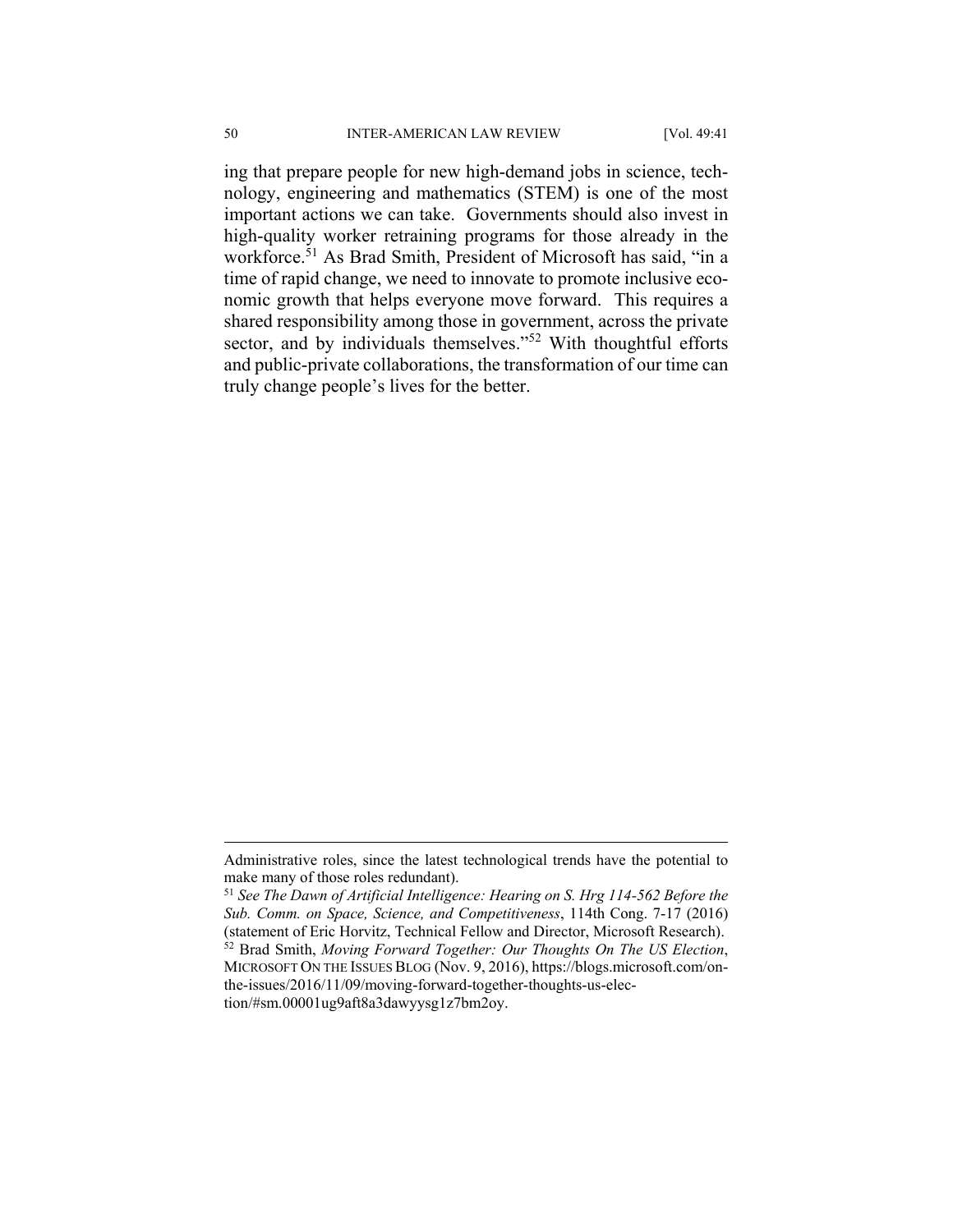ing that prepare people for new high-demand jobs in science, technology, engineering and mathematics (STEM) is one of the most important actions we can take. Governments should also invest in high-quality worker retraining programs for those already in the workforce.[51] As Brad Smith, President of Microsoft has said, "in a time of rapid change, we need to innovate to promote inclusive economic growth that helps everyone move forward. This requires a shared responsibility among those in government, across the private sector, and by individuals themselves."[52] With thoughtful efforts and public-private collaborations, the transformation of our time can truly change people's lives for the better.

---

Administrative roles, since the latest technological trends have the potential to make many of those roles redundant).

[51] *See The Dawn of Artificial Intelligence: Hearing on S. Hrg 114-562 Before the Sub. Comm. on Space, Science, and Competitiveness*, 114th Cong. 7-17 (2016) (statement of Eric Horvitz, Technical Fellow and Director, Microsoft Research).

[52] Brad Smith, *Moving Forward Together: Our Thoughts On The US Election*, MICROSOFT ON THE ISSUES BLOG (Nov. 9, 2016), https://blogs.microsoft.com/on-the-issues/2016/11/09/moving-forward-together-thoughts-us-election/#sm.00001ug9aft8a3dawyysg1z7bm2oy.